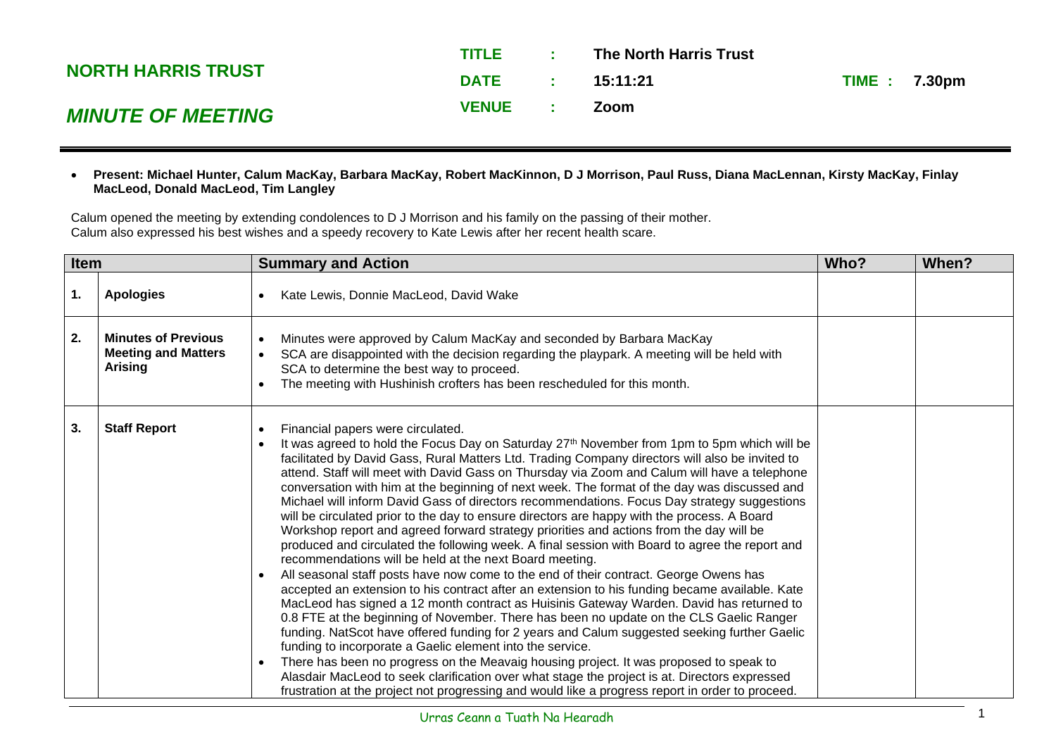# NORTH HARRIS TRUST

## *MINUTE OF MEETING*

**TITLE : The North Harris Trust**

**DATE : 15:11:21** **TIME : 7.30pm**

**VENUE : Zoom**

- **Present: Michael Hunter, Calum MacKay, Barbara MacKay, Robert MacKinnon, D J Morrison, Paul Russ, Diana MacLennan, Kirsty MacKay, Finlay MacLeod, Donald MacLeod, Tim Langley**

Calum opened the meeting by extending condolences to D J Morrison and his family on the passing of their mother.
Calum also expressed his best wishes and a speedy recovery to Kate Lewis after her recent health scare.

| Item | | Summary and Action | Who? | When? |
|---|---|---|---|---|
| 1. | **Apologies** | • Kate Lewis, Donnie MacLeod, David Wake | | |
| 2. | **Minutes of Previous Meeting and Matters Arising** | • Minutes were approved by Calum MacKay and seconded by Barbara MacKay<br>• SCA are disappointed with the decision regarding the playpark. A meeting will be held with SCA to determine the best way to proceed.<br>• The meeting with Hushinish crofters has been rescheduled for this month. | | |
| 3. | **Staff Report** | • Financial papers were circulated.<br>• It was agreed to hold the Focus Day on Saturday 27th November from 1pm to 5pm which will be facilitated by David Gass, Rural Matters Ltd. Trading Company directors will also be invited to attend. Staff will meet with David Gass on Thursday via Zoom and Calum will have a telephone conversation with him at the beginning of next week. The format of the day was discussed and Michael will inform David Gass of directors recommendations. Focus Day strategy suggestions will be circulated prior to the day to ensure directors are happy with the process. A Board Workshop report and agreed forward strategy priorities and actions from the day will be produced and circulated the following week. A final session with Board to agree the report and recommendations will be held at the next Board meeting.<br>• All seasonal staff posts have now come to the end of their contract. George Owens has accepted an extension to his contract after an extension to his funding became available. Kate MacLeod has signed a 12 month contract as Huisinis Gateway Warden. David has returned to 0.8 FTE at the beginning of November. There has been no update on the CLS Gaelic Ranger funding. NatScot have offered funding for 2 years and Calum suggested seeking further Gaelic funding to incorporate a Gaelic element into the service.<br>• There has been no progress on the Meavaig housing project. It was proposed to speak to Alasdair MacLeod to seek clarification over what stage the project is at. Directors expressed frustration at the project not progressing and would like a progress report in order to proceed. | | |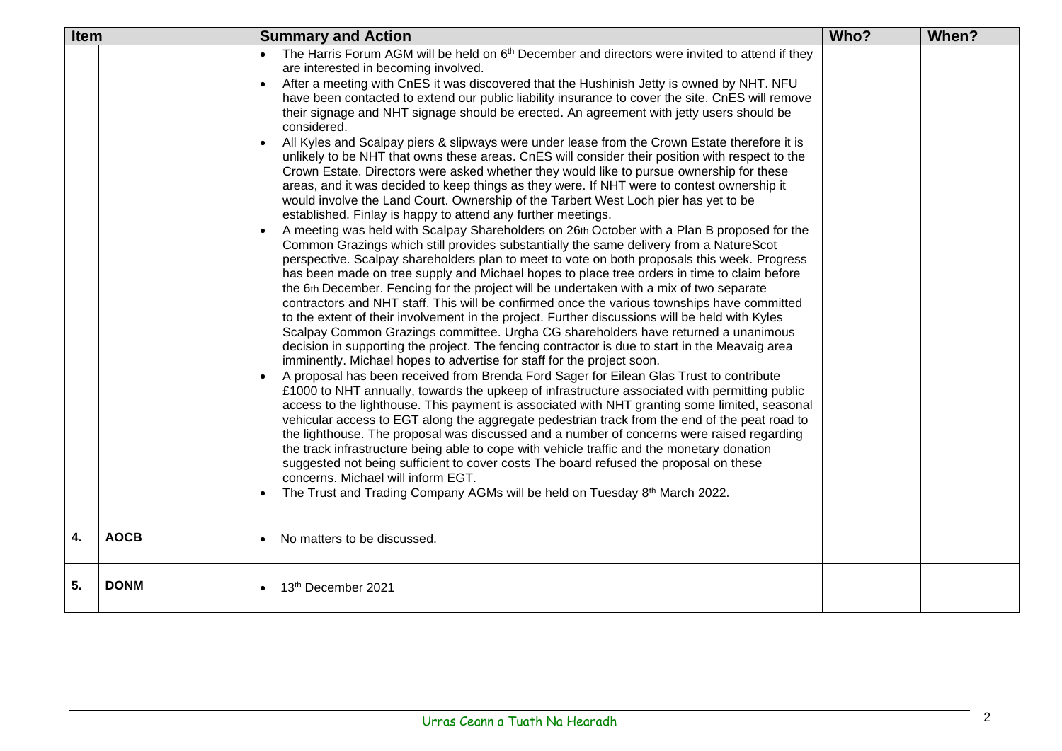| Item | | Summary and Action | Who? | When? |
|---|---|---|---|---|
| | | • The Harris Forum AGM will be held on 6th December and directors were invited to attend if they are interested in becoming involved.<br>• After a meeting with CnES it was discovered that the Hushinish Jetty is owned by NHT. NFU have been contacted to extend our public liability insurance to cover the site. CnES will remove their signage and NHT signage should be erected. An agreement with jetty users should be considered.<br>• All Kyles and Scalpay piers & slipways were under lease from the Crown Estate therefore it is unlikely to be NHT that owns these areas. CnES will consider their position with respect to the Crown Estate. Directors were asked whether they would like to pursue ownership for these areas, and it was decided to keep things as they were. If NHT were to contest ownership it would involve the Land Court. Ownership of the Tarbert West Loch pier has yet to be established. Finlay is happy to attend any further meetings.<br>• A meeting was held with Scalpay Shareholders on 26th October with a Plan B proposed for the Common Grazings which still provides substantially the same delivery from a NatureScot perspective. Scalpay shareholders plan to meet to vote on both proposals this week. Progress has been made on tree supply and Michael hopes to place tree orders in time to claim before the 6th December. Fencing for the project will be undertaken with a mix of two separate contractors and NHT staff. This will be confirmed once the various townships have committed to the extent of their involvement in the project. Further discussions will be held with Kyles Scalpay Common Grazings committee. Urgha CG shareholders have returned a unanimous decision in supporting the project. The fencing contractor is due to start in the Meavaig area imminently. Michael hopes to advertise for staff for the project soon.<br>• A proposal has been received from Brenda Ford Sager for Eilean Glas Trust to contribute £1000 to NHT annually, towards the upkeep of infrastructure associated with permitting public access to the lighthouse. This payment is associated with NHT granting some limited, seasonal vehicular access to EGT along the aggregate pedestrian track from the end of the peat road to the lighthouse. The proposal was discussed and a number of concerns were raised regarding the track infrastructure being able to cope with vehicle traffic and the monetary donation suggested not being sufficient to cover costs The board refused the proposal on these concerns. Michael will inform EGT.<br>• The Trust and Trading Company AGMs will be held on Tuesday 8th March 2022. | | |
| 4. | **AOCB** | • No matters to be discussed. | | |
| 5. | **DONM** | • 13th December 2021 | | |